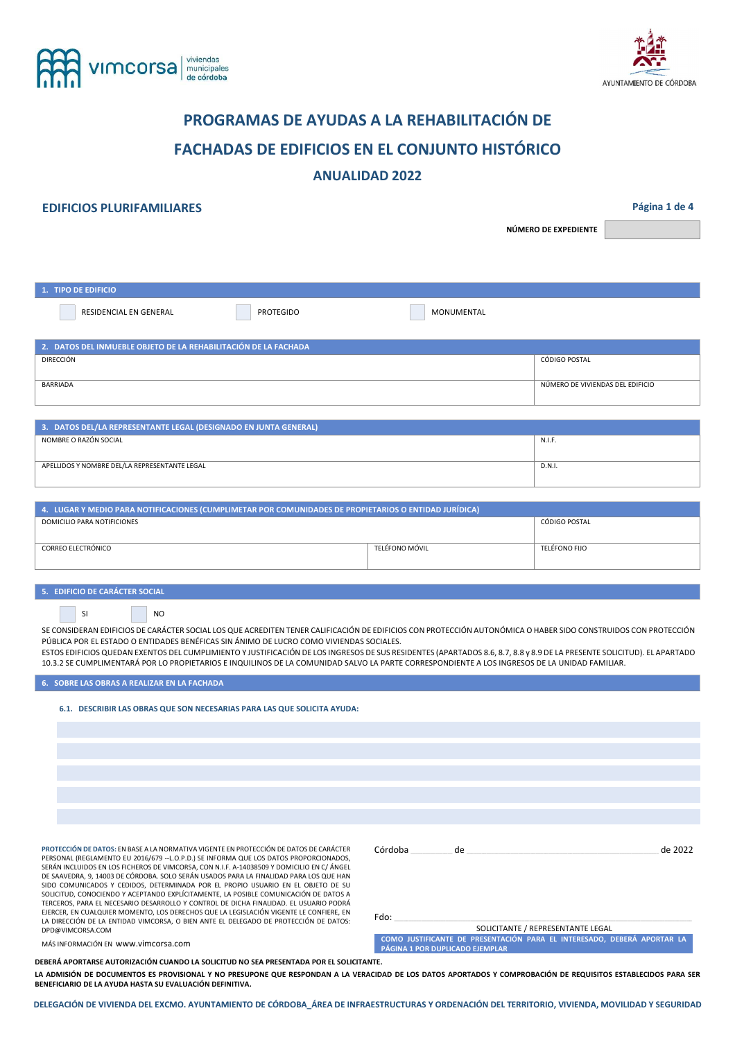vimcorsa viviendas municipales de córdoba

AYUNTAMIENTO DE CÓRDOBA

# PROGRAMAS DE AYUDAS A LA REHABILITACIÓN DE FACHADAS DE EDIFICIOS EN EL CONJUNTO HISTÓRICO

## ANUALIDAD 2022

### EDIFICIOS PLURIFAMILIARES

**NÚMERO DE EXPEDIENTE** 

## 1. TIPO DE EDIFICIO

☐ RESIDENCIAL EN GENERAL ☐ PROTEGIDO ☐ MONUMENTAL

## 2. DATOS DEL INMUEBLE OBJETO DE LA REHABILITACIÓN DE LA FACHADA

| DIRECCIÓN | CÓDIGO POSTAL |
|---|---|
| BARRIADA | NÚMERO DE VIVIENDAS DEL EDIFICIO |

## 3. DATOS DEL/LA REPRESENTANTE LEGAL (DESIGNADO EN JUNTA GENERAL)

| NOMBRE O RAZÓN SOCIAL | N.I.F. |
|---|---|
| APELLIDOS Y NOMBRE DEL/LA REPRESENTANTE LEGAL | D.N.I. |

## 4. LUGAR Y MEDIO PARA NOTIFICACIONES (CUMPLIMETAR POR COMUNIDADES DE PROPIETARIOS O ENTIDAD JURÍDICA)

| DOMICILIO PARA NOTIFICIONES | | CÓDIGO POSTAL |
|---|---|---|
| CORREO ELECTRÓNICO | TELÉFONO MÓVIL | TELÉFONO FIJO |

## 5. EDIFICIO DE CARÁCTER SOCIAL

☐ SI ☐ NO

SE CONSIDERAN EDIFICIOS DE CARÁCTER SOCIAL LOS QUE ACREDITEN TENER CALIFICACIÓN DE EDIFICIOS CON PROTECCIÓN AUTONÓMICA O HABER SIDO CONSTRUIDOS CON PROTECCIÓN PÚBLICA POR EL ESTADO O ENTIDADES BENÉFICAS SIN ÁNIMO DE LUCRO COMO VIVIENDAS SOCIALES.

ESTOS EDIFICIOS QUEDAN EXENTOS DEL CUMPLIMIENTO Y JUSTIFICACIÓN DE LOS INGRESOS DE SUS RESIDENTES (APARTADOS 8.6, 8.7, 8.8 y 8.9 DE LA PRESENTE SOLICITUD). EL APARTADO 10.3.2 SE CUMPLIMENTARÁ POR LO PROPIETARIOS E INQUILINOS DE LA COMUNIDAD SALVO LA PARTE CORRESPONDIENTE A LOS INGRESOS DE LA UNIDAD FAMILIAR.

## 6. SOBRE LAS OBRAS A REALIZAR EN LA FACHADA

### 6.1. DESCRIBIR LAS OBRAS QUE SON NECESARIAS PARA LAS QUE SOLICITA AYUDA:

**PROTECCIÓN DE DATOS:** EN BASE A LA NORMATIVA VIGENTE EN PROTECCIÓN DE DATOS DE CARÁCTER PERSONAL (REGLAMENTO EU 2016/679 --L.O.P.D.) SE INFORMA QUE LOS DATOS PROPORCIONADOS, SERÁN INCLUIDOS EN LOS FICHEROS DE VIMCORSA, CON N.I.F. A-14038509 Y DOMICILIO EN C/ ÁNGEL DE SAAVEDRA, 9, 14003 DE CÓRDOBA. SOLO SERÁN USADOS PARA LA FINALIDAD PARA LOS QUE HAN SIDO COMUNICADOS Y CEDIDOS, DETERMINADA POR EL PROPIO USUARIO EN EL OBJETO DE SU SOLICITUD, CONOCIENDO Y ACEPTANDO EXPLÍCITAMENTE, LA POSIBLE COMUNICACIÓN DE DATOS A TERCEROS, PARA EL NECESARIO DESARROLLO Y CONTROL DE DICHA FINALIDAD. EL USUARIO PODRÁ EJERCER, EN CUALQUIER MOMENTO, LOS DERECHOS QUE LA LEGISLACIÓN VIGENTE LE CONFIERE, EN LA DIRECCIÓN DE LA ENTIDAD VIMCORSA, O BIEN ANTE EL DELEGADO DE PROTECCIÓN DE DATOS: DPD@VIMCORSA.COM

MÁS INFORMACIÓN EN www.vimcorsa.com

Córdoba ________ de ________________________ de 2022

Fdo: ________________________

SOLICITANTE / REPRESENTANTE LEGAL

**COMO JUSTIFICANTE DE PRESENTACIÓN PARA EL INTERESADO, DEBERÁ APORTAR LA PÁGINA 1 POR DUPLICADO EJEMPLAR**

**DEBERÁ APORTARSE AUTORIZACIÓN CUANDO LA SOLICITUD NO SEA PRESENTADA POR EL SOLICITANTE.**

**LA ADMISIÓN DE DOCUMENTOS ES PROVISIONAL Y NO PRESUPONE QUE RESPONDAN A LA VERACIDAD DE LOS DATOS APORTADOS Y COMPROBACIÓN DE REQUISITOS ESTABLECIDOS PARA SER BENEFICIARIO DE LA AYUDA HASTA SU EVALUACIÓN DEFINITIVA.**

**DELEGACIÓN DE VIVIENDA DEL EXCMO. AYUNTAMIENTO DE CÓRDOBA_ÁREA DE INFRAESTRUCTURAS Y ORDENACIÓN DEL TERRITORIO, VIVIENDA, MOVILIDAD Y SEGURIDAD**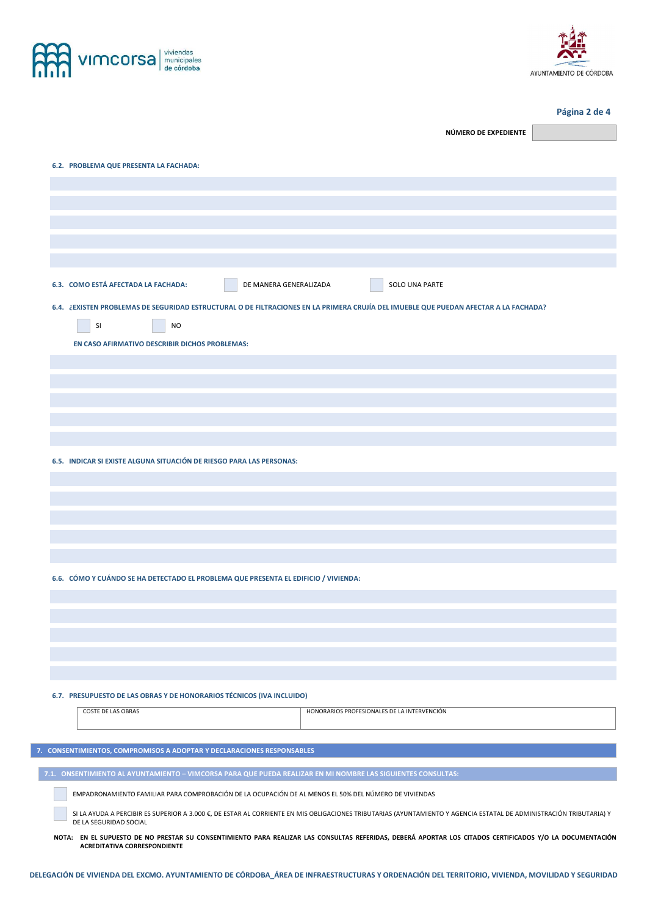NÚMERO DE EXPEDIENTE

### 6.2. PROBLEMA QUE PRESENTA LA FACHADA:

### 6.3. COMO ESTÁ AFECTADA LA FACHADA:

☐ DE MANERA GENERALIZADA ☐ SOLO UNA PARTE

### 6.4. ¿EXISTEN PROBLEMAS DE SEGURIDAD ESTRUCTURAL O DE FILTRACIONES EN LA PRIMERA CRUJÍA DEL IMUEBLE QUE PUEDAN AFECTAR A LA FACHADA?

☐ SI ☐ NO

**EN CASO AFIRMATIVO DESCRIBIR DICHOS PROBLEMAS:**

### 6.5. INDICAR SI EXISTE ALGUNA SITUACIÓN DE RIESGO PARA LAS PERSONAS:

### 6.6. CÓMO Y CUÁNDO SE HA DETECTADO EL PROBLEMA QUE PRESENTA EL EDIFICIO / VIVIENDA:

### 6.7. PRESUPUESTO DE LAS OBRAS Y DE HONORARIOS TÉCNICOS (IVA INCLUIDO)

| COSTE DE LAS OBRAS | HONORARIOS PROFESIONALES DE LA INTERVENCIÓN |
|---|---|
| | |

## 7. CONSENTIMIENTOS, COMPROMISOS A ADOPTAR Y DECLARACIONES RESPONSABLES

### 7.1. ONSENTIMIENTO AL AYUNTAMIENTO – VIMCORSA PARA QUE PUEDA REALIZAR EN MI NOMBRE LAS SIGUIENTES CONSULTAS:

☐ EMPADRONAMIENTO FAMILIAR PARA COMPROBACIÓN DE LA OCUPACIÓN DE AL MENOS EL 50% DEL NÚMERO DE VIVIENDAS

☐ SI LA AYUDA A PERCIBIR ES SUPERIOR A 3.000 €, DE ESTAR AL CORRIENTE EN MIS OBLIGACIONES TRIBUTARIAS (AYUNTAMIENTO Y AGENCIA ESTATAL DE ADMINISTRACIÓN TRIBUTARIA) Y DE LA SEGURIDAD SOCIAL

**NOTA: EN EL SUPUESTO DE NO PRESTAR SU CONSENTIMIENTO PARA REALIZAR LAS CONSULTAS REFERIDAS, DEBERÁ APORTAR LOS CITADOS CERTIFICADOS Y/O LA DOCUMENTACIÓN ACREDITATIVA CORRESPONDIENTE**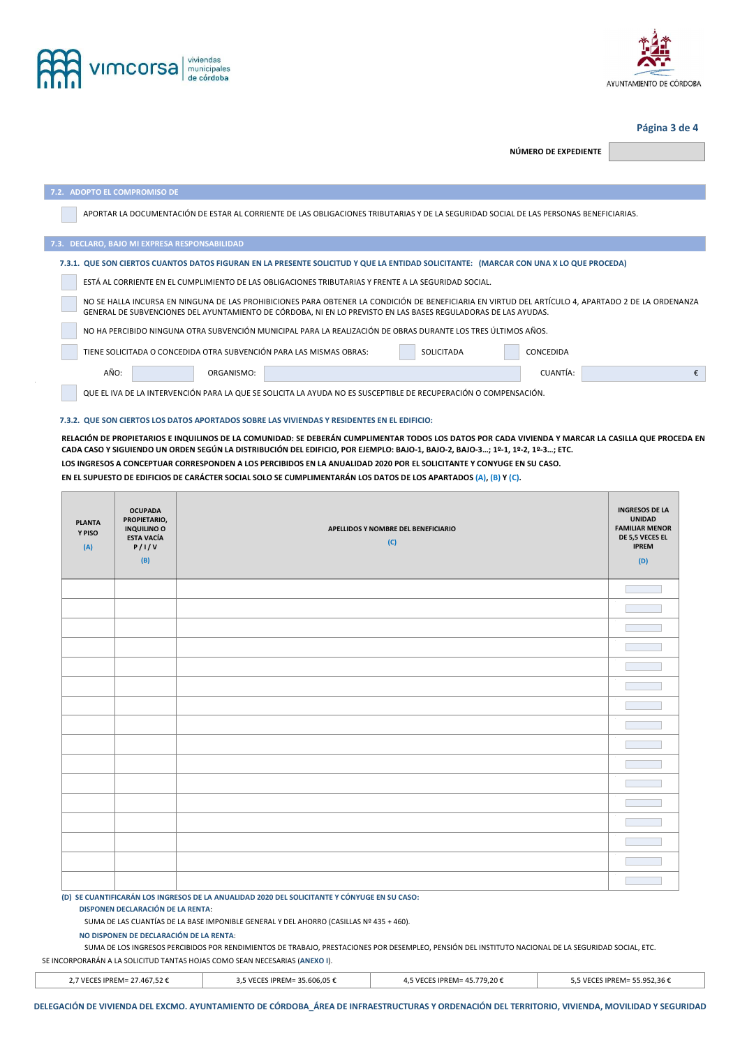NÚMERO DE EXPEDIENTE

## 7.2. ADOPTO EL COMPROMISO DE

☐ APORTAR LA DOCUMENTACIÓN DE ESTAR AL CORRIENTE DE LAS OBLIGACIONES TRIBUTARIAS Y DE LA SEGURIDAD SOCIAL DE LAS PERSONAS BENEFICIARIAS.

## 7.3. DECLARO, BAJO MI EXPRESA RESPONSABILIDAD

### 7.3.1. QUE SON CIERTOS CUANTOS DATOS FIGURAN EN LA PRESENTE SOLICITUD Y QUE LA ENTIDAD SOLICITANTE: (MARCAR CON UNA X LO QUE PROCEDA)

☐ ESTÁ AL CORRIENTE EN EL CUMPLIMIENTO DE LAS OBLIGACIONES TRIBUTARIAS Y FRENTE A LA SEGURIDAD SOCIAL.

☐ NO SE HALLA INCURSA EN NINGUNA DE LAS PROHIBICIONES PARA OBTENER LA CONDICIÓN DE BENEFICIARIA EN VIRTUD DEL ARTÍCULO 4, APARTADO 2 DE LA ORDENANZA GENERAL DE SUBVENCIONES DEL AYUNTAMIENTO DE CÓRDOBA, NI EN LO PREVISTO EN LAS BASES REGULADORAS DE LAS AYUDAS.

☐ NO HA PERCIBIDO NINGUNA OTRA SUBVENCIÓN MUNICIPAL PARA LA REALIZACIÓN DE OBRAS DURANTE LOS TRES ÚLTIMOS AÑOS.

☐ TIENE SOLICITADA O CONCEDIDA OTRA SUBVENCIÓN PARA LAS MISMAS OBRAS: ☐ SOLICITADA ☐ CONCEDIDA

AÑO: ______ ORGANISMO: ______ CUANTÍA: ______ €

☐ QUE EL IVA DE LA INTERVENCIÓN PARA LA QUE SE SOLICITA LA AYUDA NO ES SUSCEPTIBLE DE RECUPERACIÓN O COMPENSACIÓN.

### 7.3.2. QUE SON CIERTOS LOS DATOS APORTADOS SOBRE LAS VIVIENDAS Y RESIDENTES EN EL EDIFICIO:

**RELACIÓN DE PROPIETARIOS E INQUILINOS DE LA COMUNIDAD: SE DEBERÁN CUMPLIMENTAR TODOS LOS DATOS POR CADA VIVIENDA Y MARCAR LA CASILLA QUE PROCEDA EN CADA CASO Y SIGUIENDO UN ORDEN SEGÚN LA DISTRIBUCIÓN DEL EDIFICIO, POR EJEMPLO: BAJO-1, BAJO-2, BAJO-3…; 1º-1, 1º-2, 1º-3…; ETC.**

**LOS INGRESOS A CONCEPTUAR CORRESPONDEN A LOS PERCIBIDOS EN LA ANUALIDAD 2020 POR EL SOLICITANTE Y CONYUGE EN SU CASO.**

**EN EL SUPUESTO DE EDIFICIOS DE CARÁCTER SOCIAL SOLO SE CUMPLIMENTARÁN LOS DATOS DE LOS APARTADOS (A), (B) Y (C).**

| PLANTA Y PISO (A) | OCUPADA PROPIETARIO, INQUILINO O ESTA VACÍA P / I / V (B) | APELLIDOS Y NOMBRE DEL BENEFICIARIO (C) | INGRESOS DE LA UNIDAD FAMILIAR MENOR DE 5,5 VECES EL IPREM (D) |
|---|---|---|---|
| | | | |
| | | | |
| | | | |
| | | | |
| | | | |
| | | | |
| | | | |
| | | | |
| | | | |
| | | | |
| | | | |
| | | | |
| | | | |
| | | | |
| | | | |
| | | | |

**(D) SE CUANTIFICARÁN LOS INGRESOS DE LA ANUALIDAD 2020 DEL SOLICITANTE Y CÓNYUGE EN SU CASO:**

**DISPONEN DECLARACIÓN DE LA RENTA:**

SUMA DE LAS CUANTÍAS DE LA BASE IMPONIBLE GENERAL Y DEL AHORRO (CASILLAS Nº 435 + 460).

**NO DISPONEN DE DECLARACIÓN DE LA RENTA:**

SUMA DE LOS INGRESOS PERCIBIDOS POR RENDIMIENTOS DE TRABAJO, PRESTACIONES POR DESEMPLEO, PENSIÓN DEL INSTITUTO NACIONAL DE LA SEGURIDAD SOCIAL, ETC.

SE INCORPORARÁN A LA SOLICITUD TANTAS HOJAS COMO SEAN NECESARIAS (ANEXO I).

| 2,7 VECES IPREM= 27.467,52 € | 3,5 VECES IPREM= 35.606,05 € | 4,5 VECES IPREM= 45.779,20 € | 5,5 VECES IPREM= 55.952,36 € |
|---|---|---|---|

**DELEGACIÓN DE VIVIENDA DEL EXCMO. AYUNTAMIENTO DE CÓRDOBA_ÁREA DE INFRAESTRUCTURAS Y ORDENACIÓN DEL TERRITORIO, VIVIENDA, MOVILIDAD Y SEGURIDAD**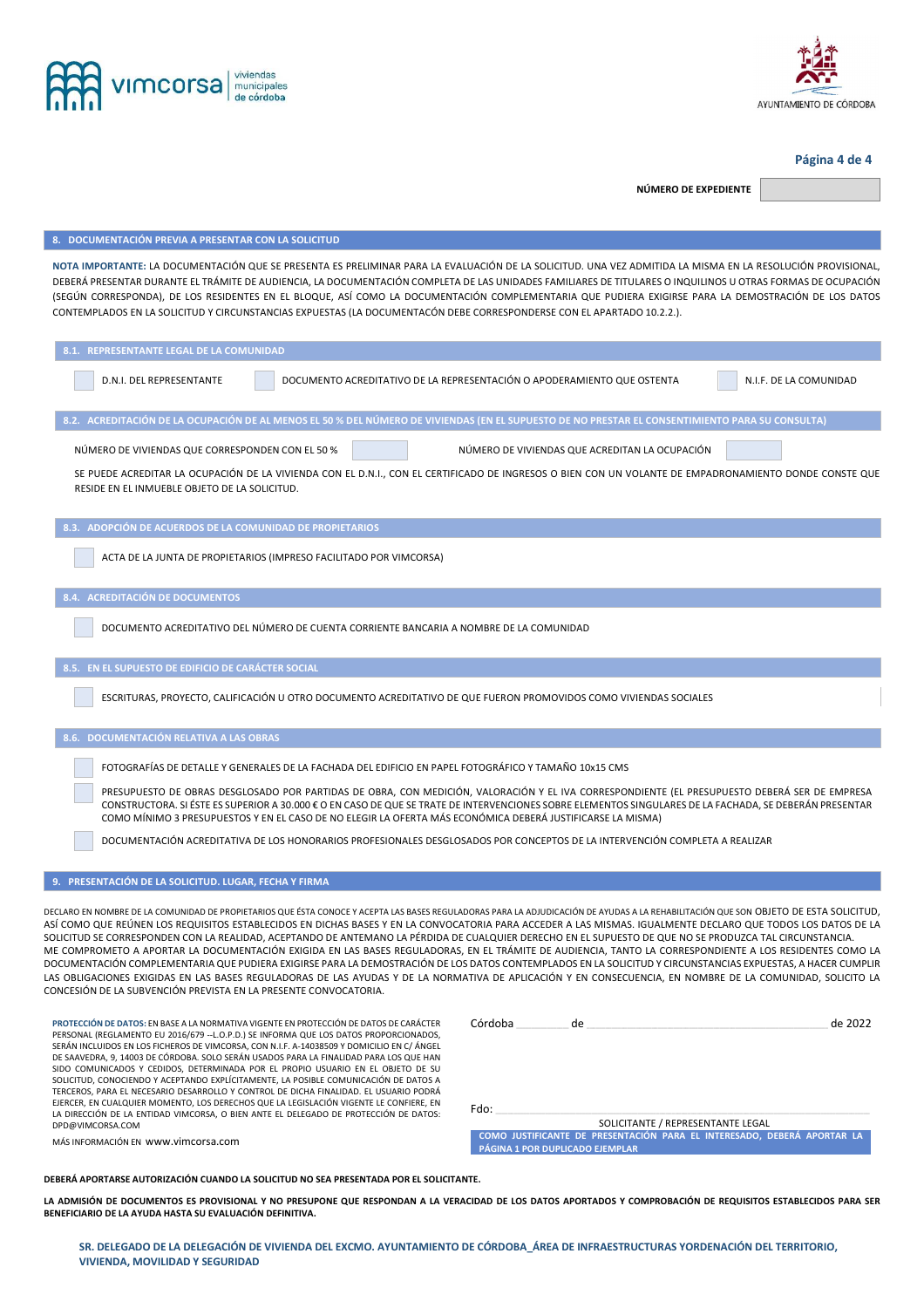vimcorsa viviendas municipales de córdoba

AYUNTAMIENTO DE CÓRDOBA

**NÚMERO DE EXPEDIENTE**

## 8. DOCUMENTACIÓN PREVIA A PRESENTAR CON LA SOLICITUD

**NOTA IMPORTANTE:** LA DOCUMENTACIÓN QUE SE PRESENTA ES PRELIMINAR PARA LA EVALUACIÓN DE LA SOLICITUD. UNA VEZ ADMITIDA LA MISMA EN LA RESOLUCIÓN PROVISIONAL, DEBERÁ PRESENTAR DURANTE EL TRÁMITE DE AUDIENCIA, LA DOCUMENTACIÓN COMPLETA DE LAS UNIDADES FAMILIARES DE TITULARES O INQUILINOS U OTRAS FORMAS DE OCUPACIÓN (SEGÚN CORRESPONDA), DE LOS RESIDENTES EN EL BLOQUE, ASÍ COMO LA DOCUMENTACIÓN COMPLEMENTARIA QUE PUDIERA EXIGIRSE PARA LA DEMOSTRACIÓN DE LOS DATOS CONTEMPLADOS EN LA SOLICITUD Y CIRCUNSTANCIAS EXPUESTAS (LA DOCUMENTACÓN DEBE CORRESPONDERSE CON EL APARTADO 10.2.2.).

### 8.1. REPRESENTANTE LEGAL DE LA COMUNIDAD

- ☐ D.N.I. DEL REPRESENTANTE
- ☐ DOCUMENTO ACREDITATIVO DE LA REPRESENTACIÓN O APODERAMIENTO QUE OSTENTA
- ☐ N.I.F. DE LA COMUNIDAD

### 8.2. ACREDITACIÓN DE LA OCUPACIÓN DE AL MENOS EL 50 % DEL NÚMERO DE VIVIENDAS (EN EL SUPUESTO DE NO PRESTAR EL CONSENTIMIENTO PARA SU CONSULTA)

NÚMERO DE VIVIENDAS QUE CORRESPONDEN CON EL 50 % ______ NÚMERO DE VIVIENDAS QUE ACREDITAN LA OCUPACIÓN ______

SE PUEDE ACREDITAR LA OCUPACIÓN DE LA VIVIENDA CON EL D.N.I., CON EL CERTIFICADO DE INGRESOS O BIEN CON UN VOLANTE DE EMPADRONAMIENTO DONDE CONSTE QUE RESIDE EN EL INMUEBLE OBJETO DE LA SOLICITUD.

### 8.3. ADOPCIÓN DE ACUERDOS DE LA COMUNIDAD DE PROPIETARIOS

- ☐ ACTA DE LA JUNTA DE PROPIETARIOS (IMPRESO FACILITADO POR VIMCORSA)

### 8.4. ACREDITACIÓN DE DOCUMENTOS

- ☐ DOCUMENTO ACREDITATIVO DEL NÚMERO DE CUENTA CORRIENTE BANCARIA A NOMBRE DE LA COMUNIDAD

### 8.5. EN EL SUPUESTO DE EDIFICIO DE CARÁCTER SOCIAL

- ☐ ESCRITURAS, PROYECTO, CALIFICACIÓN U OTRO DOCUMENTO ACREDITATIVO DE QUE FUERON PROMOVIDOS COMO VIVIENDAS SOCIALES

### 8.6. DOCUMENTACIÓN RELATIVA A LAS OBRAS

- ☐ FOTOGRAFÍAS DE DETALLE Y GENERALES DE LA FACHADA DEL EDIFICIO EN PAPEL FOTOGRÁFICO Y TAMAÑO 10x15 CMS
- ☐ PRESUPUESTO DE OBRAS DESGLOSADO POR PARTIDAS DE OBRA, CON MEDICIÓN, VALORACIÓN Y EL IVA CORRESPONDIENTE (EL PRESUPUESTO DEBERÁ SER DE EMPRESA CONSTRUCTORA. SI ÉSTE ES SUPERIOR A 30.000 € O EN CASO DE QUE SE TRATE DE INTERVENCIONES SOBRE ELEMENTOS SINGULARES DE LA FACHADA, SE DEBERÁN PRESENTAR COMO MÍNIMO 3 PRESUPUESTOS Y EN EL CASO DE NO ELEGIR LA OFERTA MÁS ECONÓMICA DEBERÁ JUSTIFICARSE LA MISMA)
- ☐ DOCUMENTACIÓN ACREDITATIVA DE LOS HONORARIOS PROFESIONALES DESGLOSADOS POR CONCEPTOS DE LA INTERVENCIÓN COMPLETA A REALIZAR

## 9. PRESENTACIÓN DE LA SOLICITUD. LUGAR, FECHA Y FIRMA

DECLARO EN NOMBRE DE LA COMUNIDAD DE PROPIETARIOS QUE ÉSTA CONOCE Y ACEPTA LAS BASES REGULADORAS PARA LA ADJUDICACIÓN DE AYUDAS A LA REHABILITACIÓN QUE SON OBJETO DE ESTA SOLICITUD, ASÍ COMO QUE REÚNEN LOS REQUISITOS ESTABLECIDOS EN DICHAS BASES Y EN LA CONVOCATORIA PARA ACCEDER A LAS MISMAS. IGUALMENTE DECLARO QUE TODOS LOS DATOS DE LA SOLICITUD SE CORRESPONDEN CON LA REALIDAD, ACEPTANDO DE ANTEMANO LA PÉRDIDA DE CUALQUIER DERECHO EN EL SUPUESTO DE QUE NO SE PRODUZCA TAL CIRCUNSTANCIA.
ME COMPROMETO A APORTAR LA DOCUMENTACIÓN EXIGIDA EN LAS BASES REGULADORAS, EN EL TRÁMITE DE AUDIENCIA, TANTO LA CORRESPONDIENTE A LOS RESIDENTES COMO LA DOCUMENTACIÓN COMPLEMENTARIA QUE PUDIERA EXIGIRSE PARA LA DEMOSTRACIÓN DE LOS DATOS CONTEMPLADOS EN LA SOLICITUD Y CIRCUNSTANCIAS EXPUESTAS, A HACER CUMPLIR LAS OBLIGACIONES EXIGIDAS EN LAS BASES REGULADORAS DE LAS AYUDAS Y DE LA NORMATIVA DE APLICACIÓN Y EN CONSECUENCIA, EN NOMBRE DE LA COMUNIDAD, SOLICITO LA CONCESIÓN DE LA SUBVENCIÓN PREVISTA EN LA PRESENTE CONVOCATORIA.

**PROTECCIÓN DE DATOS:** EN BASE A LA NORMATIVA VIGENTE EN PROTECCIÓN DE DATOS DE CARÁCTER PERSONAL (REGLAMENTO EU 2016/679 --L.O.P.D.) SE INFORMA QUE LOS DATOS PROPORCIONADOS, SERÁN INCLUIDOS EN LOS FICHEROS DE VIMCORSA, CON N.I.F. A-14038509 Y DOMICILIO EN C/ ÁNGEL DE SAAVEDRA, 9, 14003 DE CÓRDOBA. SOLO SERÁN USADOS PARA LA FINALIDAD PARA LOS QUE HAN SIDO COMUNICADOS Y CEDIDOS, DETERMINADA POR EL PROPIO USUARIO EN EL OBJETO DE SU SOLICITUD, CONOCIENDO Y ACEPTANDO EXPLÍCITAMENTE, LA POSIBLE COMUNICACIÓN DE DATOS A TERCEROS, PARA EL NECESARIO DESARROLLO Y CONTROL DE DICHA FINALIDAD. EL USUARIO PODRÁ EJERCER, EN CUALQUIER MOMENTO, LOS DERECHOS QUE LA LEGISLACIÓN VIGENTE LE CONFIERE, EN LA DIRECCIÓN DE LA ENTIDAD VIMCORSA, O BIEN ANTE EL DELEGADO DE PROTECCIÓN DE DATOS: DPD@VIMCORSA.COM

MÁS INFORMACIÓN EN www.vimcorsa.com

Córdoba ________ de ______________________ de 2022

Fdo: ______________________________

SOLICITANTE / REPRESENTANTE LEGAL

**COMO JUSTIFICANTE DE PRESENTACIÓN PARA EL INTERESADO, DEBERÁ APORTAR LA PÁGINA 1 POR DUPLICADO EJEMPLAR**

**DEBERÁ APORTARSE AUTORIZACIÓN CUANDO LA SOLICITUD NO SEA PRESENTADA POR EL SOLICITANTE.**

**LA ADMISIÓN DE DOCUMENTOS ES PROVISIONAL Y NO PRESUPONE QUE RESPONDAN A LA VERACIDAD DE LOS DATOS APORTADOS Y COMPROBACIÓN DE REQUISITOS ESTABLECIDOS PARA SER BENEFICIARIO DE LA AYUDA HASTA SU EVALUACIÓN DEFINITIVA.**

**SR. DELEGADO DE LA DELEGACIÓN DE VIVIENDA DEL EXCMO. AYUNTAMIENTO DE CÓRDOBA_ÁREA DE INFRAESTRUCTURAS YORDENACIÓN DEL TERRITORIO, VIVIENDA, MOVILIDAD Y SEGURIDAD**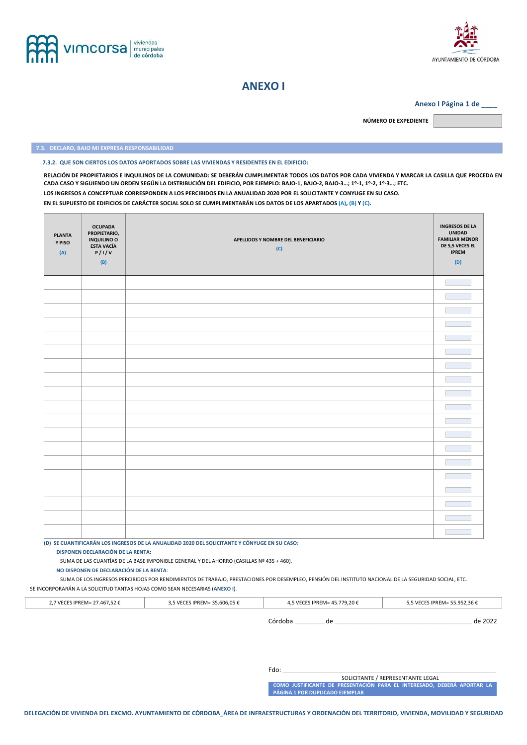# ANEXO I

**Anexo I Página 1 de ____**

**NÚMERO DE EXPEDIENTE** ____________

**7.3. DECLARO, BAJO MI EXPRESA RESPONSABILIDAD**

**7.3.2. QUE SON CIERTOS LOS DATOS APORTADOS SOBRE LAS VIVIENDAS Y RESIDENTES EN EL EDIFICIO:**

**RELACIÓN DE PROPIETARIOS E INQUILINOS DE LA COMUNIDAD: SE DEBERÁN CUMPLIMENTAR TODOS LOS DATOS POR CADA VIVIENDA Y MARCAR LA CASILLA QUE PROCEDA EN CADA CASO Y SIGUIENDO UN ORDEN SEGÚN LA DISTRIBUCIÓN DEL EDIFICIO, POR EJEMPLO: BAJO-1, BAJO-2, BAJO-3…; 1º-1, 1º-2, 1º-3…; ETC.**

**LOS INGRESOS A CONCEPTUAR CORRESPONDEN A LOS PERCIBIDOS EN LA ANUALIDAD 2020 POR EL SOLICITANTE Y CONYUGE EN SU CASO.**

**EN EL SUPUESTO DE EDIFICIOS DE CARÁCTER SOCIAL SOLO SE CUMPLIMENTARÁN LOS DATOS DE LOS APARTADOS (A), (B) Y (C).**

| PLANTA Y PISO (A) | OCUPADA PROPIETARIO, INQUILINO O ESTA VACÍA P / I / V (B) | APELLIDOS Y NOMBRE DEL BENEFICIARIO (C) | INGRESOS DE LA UNIDAD FAMILIAR MENOR DE 5,5 VECES EL IPREM (D) |
|---|---|---|---|
| | | | ☐ |
| | | | ☐ |
| | | | ☐ |
| | | | ☐ |
| | | | ☐ |
| | | | ☐ |
| | | | ☐ |
| | | | ☐ |
| | | | ☐ |
| | | | ☐ |
| | | | ☐ |
| | | | ☐ |
| | | | ☐ |
| | | | ☐ |
| | | | ☐ |
| | | | ☐ |
| | | | ☐ |
| | | | ☐ |
| | | | ☐ |

**(D) SE CUANTIFICARÁN LOS INGRESOS DE LA ANUALIDAD 2020 DEL SOLICITANTE Y CÓNYUGE EN SU CASO:**

**DISPONEN DECLARACIÓN DE LA RENTA:**

SUMA DE LAS CUANTÍAS DE LA BASE IMPONIBLE GENERAL Y DEL AHORRO (CASILLAS Nº 435 + 460).

**NO DISPONEN DE DECLARACIÓN DE LA RENTA:**

SUMA DE LOS INGRESOS PERCIBIDOS POR RENDIMIENTOS DE TRABAJO, PRESTACIONES POR DESEMPLEO, PENSIÓN DEL INSTITUTO NACIONAL DE LA SEGURIDAD SOCIAL, ETC.

SE INCORPORARÁN A LA SOLICITUD TANTAS HOJAS COMO SEAN NECESARIAS (**ANEXO I**).

| | | | |
|---|---|---|---|
| 2,7 VECES IPREM= 27.467,52 € | 3,5 VECES IPREM= 35.606,05 € | 4,5 VECES IPREM= 45.779,20 € | 5,5 VECES IPREM= 55.952,36 € |

Córdoba ________ de ______________________________ de 2022

Fdo: ______________________________

SOLICITANTE / REPRESENTANTE LEGAL

**COMO JUSTIFICANTE DE PRESENTACIÓN PARA EL INTERESADO, DEBERÁ APORTAR LA PÁGINA 1 POR DUPLICADO EJEMPLAR**

**DELEGACIÓN DE VIVIENDA DEL EXCMO. AYUNTAMIENTO DE CÓRDOBA_ÁREA DE INFRAESTRUCTURAS Y ORDENACIÓN DEL TERRITORIO, VIVIENDA, MOVILIDAD Y SEGURIDAD**